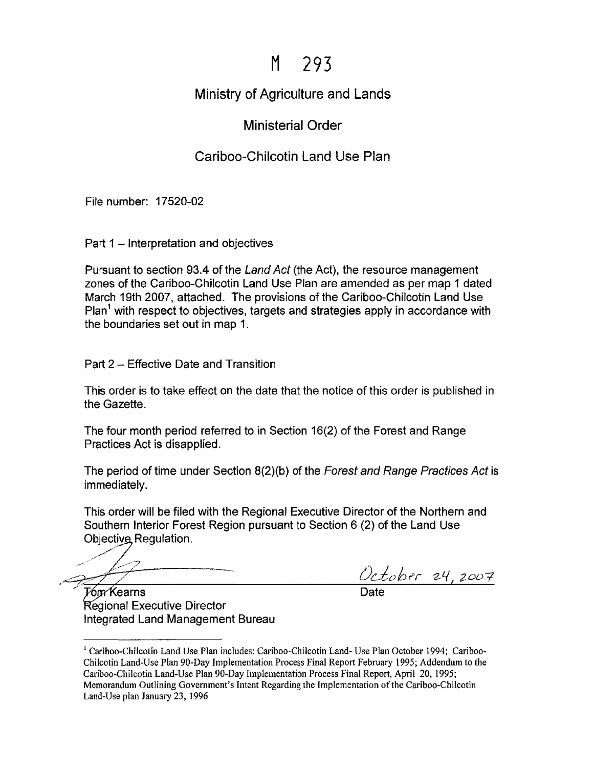# M 293

## Ministry of Agriculture and Lands

## Ministerial Order

## Cariboo-Chilcotin Land Use Plan

File number: 17520-02

Part 1 – Interpretation and objectives

Pursuant to section 93.4 of the *Land Act* (the Act), the resource management zones of the Cariboo-Chilcotin Land Use Plan are amended as per map 1 dated March 19th 2007, attached. The provisions of the Cariboo-Chilcotin Land Use Plan[1] with respect to objectives, targets and strategies apply in accordance with the boundaries set out in map 1.

Part 2 – Effective Date and Transition

This order is to take effect on the date that the notice of this order is published in the Gazette.

The four month period referred to in Section 16(2) of the Forest and Range Practices Act is disapplied.

The period of time under Section 8(2)(b) of the *Forest and Range Practices Act* is immediately.

This order will be filed with the Regional Executive Director of the Northern and Southern Interior Forest Region pursuant to Section 6 (2) of the Land Use Objective Regulation.

Tom Kearns
Regional Executive Director
Integrated Land Management Bureau

October 24, 2007
Date

[1] Cariboo-Chilcotin Land Use Plan includes: Cariboo-Chilcotin Land- Use Plan October 1994; Cariboo-Chilcotin Land-Use Plan 90-Day Implementation Process Final Report February 1995; Addendum to the Cariboo-Chilcotin Land-Use Plan 90-Day Implementation Process Final Report, April 20, 1995; Memorandum Outlining Government's Intent Regarding the Implementation of the Cariboo-Chilcotin Land-Use plan January 23, 1996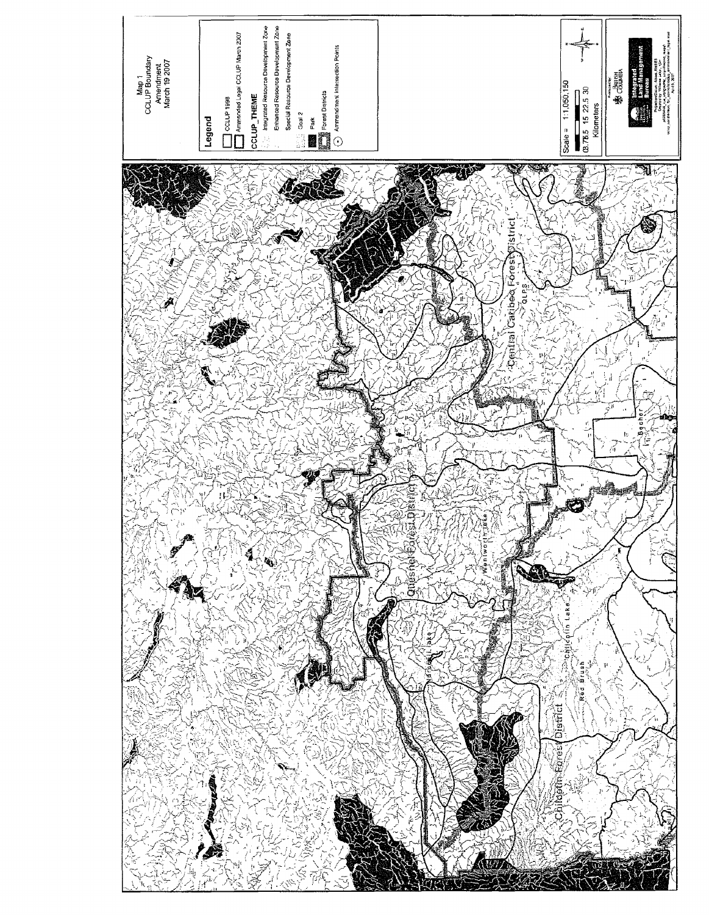Map 1
CCLUP Boundary
Amendment
March 19 2007

**Legend**

- CCLUP 1998
- Ammended Legal CCLUP March 2007

**CCLUP_THEME**

- Integrated Resource Development Zone
- Enhanced Resource Development Zone
- Special Resource Development Zone
- Goal 2
- Park
- Forest Districts
- Ammendment Intersection Points

Scale = 1:1,050,150

0 3.75 7.5 15 22.5 30
Kilometers

Integrated Land Management Bureau

Quesnel Forest District

Central Cariboo Forest District

Chilcotin Forest District

Williams Lake

Chilcotin Lake

Red Brush

Bechar

OLPS